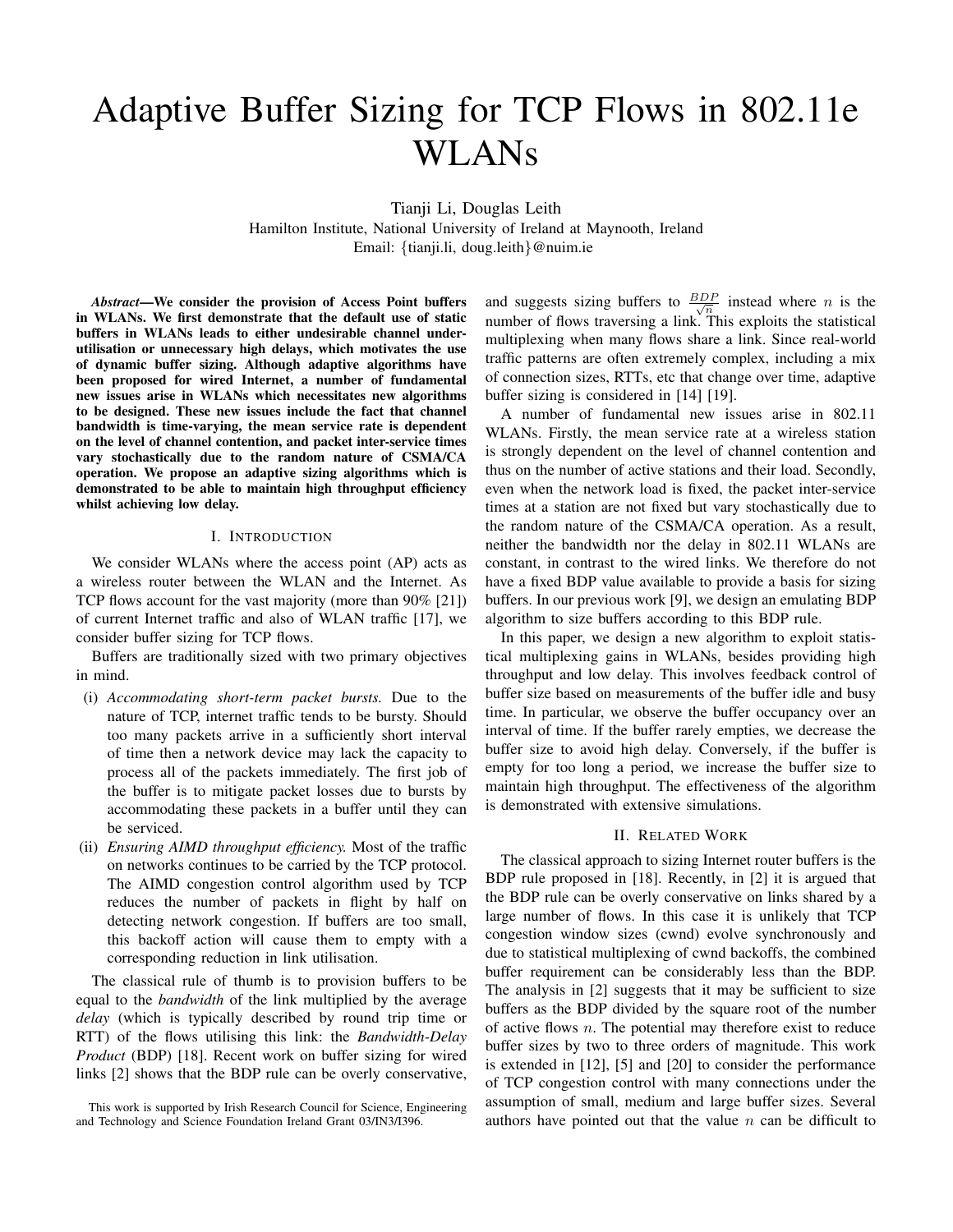# Adaptive Buffer Sizing for TCP Flows in 802.11e WLANs

Tianji Li, Douglas Leith
Hamilton Institute, National University of Ireland at Maynooth, Ireland
Email: {tianji.li, doug.leith}@nuim.ie

***Abstract*—We consider the provision of Access Point buffers in WLANs. We first demonstrate that the default use of static buffers in WLANs leads to either undesirable channel under-utilisation or unnecessary high delays, which motivates the use of dynamic buffer sizing. Although adaptive algorithms have been proposed for wired Internet, a number of fundamental new issues arise in WLANs which necessitates new algorithms to be designed. These new issues include the fact that channel bandwidth is time-varying, the mean service rate is dependent on the level of channel contention, and packet inter-service times vary stochastically due to the random nature of CSMA/CA operation. We propose an adaptive sizing algorithms which is demonstrated to be able to maintain high throughput efficiency whilst achieving low delay.**

## I. Introduction

We consider WLANs where the access point (AP) acts as a wireless router between the WLAN and the Internet. As TCP flows account for the vast majority (more than 90% [21]) of current Internet traffic and also of WLAN traffic [17], we consider buffer sizing for TCP flows.

Buffers are traditionally sized with two primary objectives in mind.

(i) *Accommodating short-term packet bursts.* Due to the nature of TCP, internet traffic tends to be bursty. Should too many packets arrive in a sufficiently short interval of time then a network device may lack the capacity to process all of the packets immediately. The first job of the buffer is to mitigate packet losses due to bursts by accommodating these packets in a buffer until they can be serviced.

(ii) *Ensuring AIMD throughput efficiency.* Most of the traffic on networks continues to be carried by the TCP protocol. The AIMD congestion control algorithm used by TCP reduces the number of packets in flight by half on detecting network congestion. If buffers are too small, this backoff action will cause them to empty with a corresponding reduction in link utilisation.

The classical rule of thumb is to provision buffers to be equal to the *bandwidth* of the link multiplied by the average *delay* (which is typically described by round trip time or RTT) of the flows utilising this link: the *Bandwidth-Delay Product* (BDP) [18]. Recent work on buffer sizing for wired links [2] shows that the BDP rule can be overly conservative, and suggests sizing buffers to $\frac{BDP}{\sqrt{n}}$ instead where $n$ is the number of flows traversing a link. This exploits the statistical multiplexing when many flows share a link. Since real-world traffic patterns are often extremely complex, including a mix of connection sizes, RTTs, etc that change over time, adaptive buffer sizing is considered in [14] [19].

A number of fundamental new issues arise in 802.11 WLANs. Firstly, the mean service rate at a wireless station is strongly dependent on the level of channel contention and thus on the number of active stations and their load. Secondly, even when the network load is fixed, the packet inter-service times at a station are not fixed but vary stochastically due to the random nature of the CSMA/CA operation. As a result, neither the bandwidth nor the delay in 802.11 WLANs are constant, in contrast to the wired links. We therefore do not have a fixed BDP value available to provide a basis for sizing buffers. In our previous work [9], we design an emulating BDP algorithm to size buffers according to this BDP rule.

In this paper, we design a new algorithm to exploit statistical multiplexing gains in WLANs, besides providing high throughput and low delay. This involves feedback control of buffer size based on measurements of the buffer idle and busy time. In particular, we observe the buffer occupancy over an interval of time. If the buffer rarely empties, we decrease the buffer size to avoid high delay. Conversely, if the buffer is empty for too long a period, we increase the buffer size to maintain high throughput. The effectiveness of the algorithm is demonstrated with extensive simulations.

## II. Related Work

The classical approach to sizing Internet router buffers is the BDP rule proposed in [18]. Recently, in [2] it is argued that the BDP rule can be overly conservative on links shared by a large number of flows. In this case it is unlikely that TCP congestion window sizes (cwnd) evolve synchronously and due to statistical multiplexing of cwnd backoffs, the combined buffer requirement can be considerably less than the BDP. The analysis in [2] suggests that it may be sufficient to size buffers as the BDP divided by the square root of the number of active flows $n$. The potential may therefore exist to reduce buffer sizes by two to three orders of magnitude. This work is extended in [12], [5] and [20] to consider the performance of TCP congestion control with many connections under the assumption of small, medium and large buffer sizes. Several authors have pointed out that the value $n$ can be difficult to

This work is supported by Irish Research Council for Science, Engineering and Technology and Science Foundation Ireland Grant 03/IN3/I396.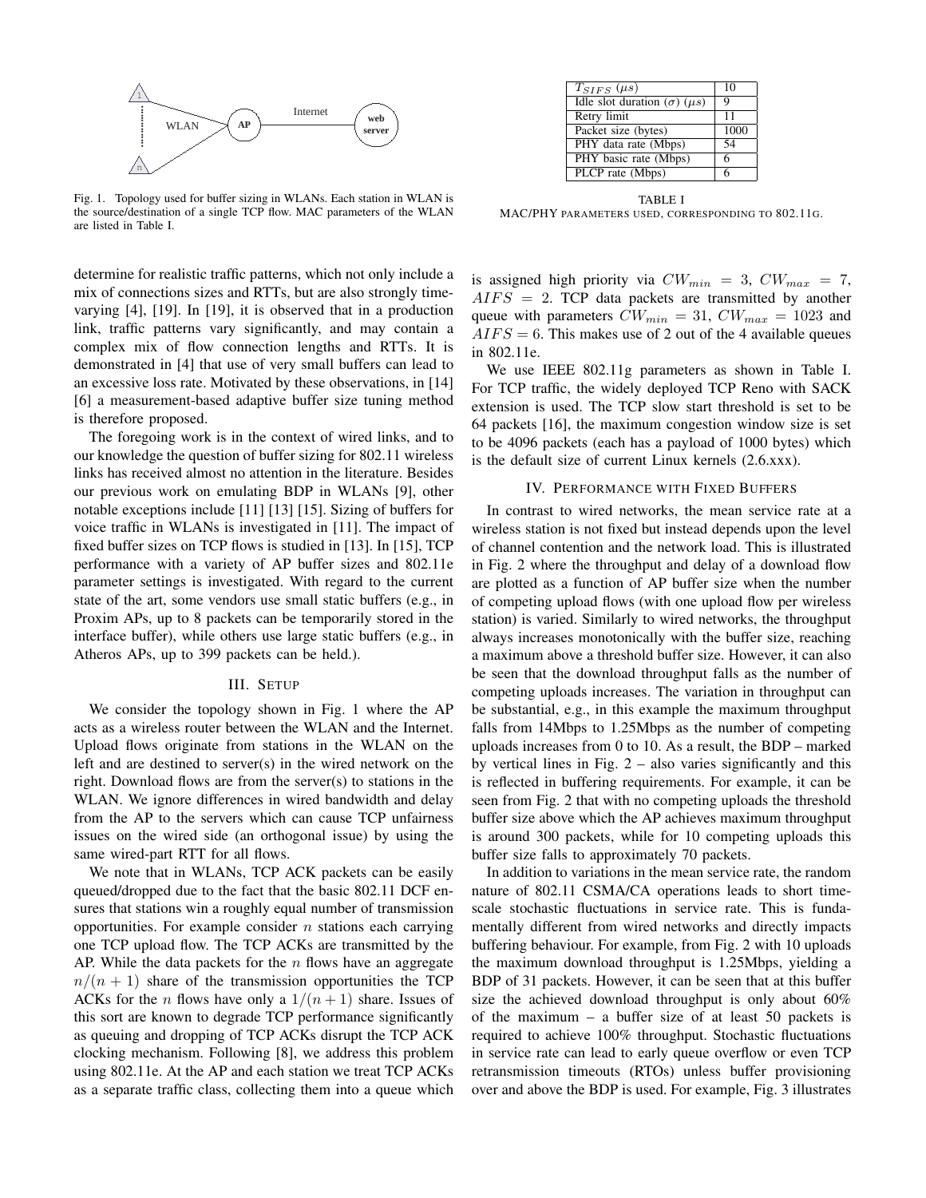Fig. 1. Topology used for buffer sizing in WLANs. Each station in WLAN is the source/destination of a single TCP flow. MAC parameters of the WLAN are listed in Table I.

| | |
|---|---|
| $T_{SIFS}$ ($\mu s$) | 10 |
| Idle slot duration ($\sigma$) ($\mu s$) | 9 |
| Retry limit | 11 |
| Packet size (bytes) | 1000 |
| PHY data rate (Mbps) | 54 |
| PHY basic rate (Mbps) | 6 |
| PLCP rate (Mbps) | 6 |

TABLE I
MAC/PHY PARAMETERS USED, CORRESPONDING TO 802.11G.

determine for realistic traffic patterns, which not only include a mix of connections sizes and RTTs, but are also strongly time-varying [4], [19]. In [19], it is observed that in a production link, traffic patterns vary significantly, and may contain a complex mix of flow connection lengths and RTTs. It is demonstrated in [4] that use of very small buffers can lead to an excessive loss rate. Motivated by these observations, in [14] [6] a measurement-based adaptive buffer size tuning method is therefore proposed.

The foregoing work is in the context of wired links, and to our knowledge the question of buffer sizing for 802.11 wireless links has received almost no attention in the literature. Besides our previous work on emulating BDP in WLANs [9], other notable exceptions include [11] [13] [15]. Sizing of buffers for voice traffic in WLANs is investigated in [11]. The impact of fixed buffer sizes on TCP flows is studied in [13]. In [15], TCP performance with a variety of AP buffer sizes and 802.11e parameter settings is investigated. With regard to the current state of the art, some vendors use small static buffers (e.g., in Proxim APs, up to 8 packets can be temporarily stored in the interface buffer), while others use large static buffers (e.g., in Atheros APs, up to 399 packets can be held.).

## III. SETUP

We consider the topology shown in Fig. 1 where the AP acts as a wireless router between the WLAN and the Internet. Upload flows originate from stations in the WLAN on the left and are destined to server(s) in the wired network on the right. Download flows are from the server(s) to stations in the WLAN. We ignore differences in wired bandwidth and delay from the AP to the servers which can cause TCP unfairness issues on the wired side (an orthogonal issue) by using the same wired-part RTT for all flows.

We note that in WLANs, TCP ACK packets can be easily queued/dropped due to the fact that the basic 802.11 DCF ensures that stations win a roughly equal number of transmission opportunities. For example consider $n$ stations each carrying one TCP upload flow. The TCP ACKs are transmitted by the AP. While the data packets for the $n$ flows have an aggregate $n/(n+1)$ share of the transmission opportunities the TCP ACKs for the $n$ flows have only a $1/(n+1)$ share. Issues of this sort are known to degrade TCP performance significantly as queuing and dropping of TCP ACKs disrupt the TCP ACK clocking mechanism. Following [8], we address this problem using 802.11e. At the AP and each station we treat TCP ACKs as a separate traffic class, collecting them into a queue which is assigned high priority via $CW_{min} = 3$, $CW_{max} = 7$, $AIFS = 2$. TCP data packets are transmitted by another queue with parameters $CW_{min} = 31$, $CW_{max} = 1023$ and $AIFS = 6$. This makes use of 2 out of the 4 available queues in 802.11e.

We use IEEE 802.11g parameters as shown in Table I. For TCP traffic, the widely deployed TCP Reno with SACK extension is used. The TCP slow start threshold is set to be 64 packets [16], the maximum congestion window size is set to be 4096 packets (each has a payload of 1000 bytes) which is the default size of current Linux kernels (2.6.xxx).

## IV. PERFORMANCE WITH FIXED BUFFERS

In contrast to wired networks, the mean service rate at a wireless station is not fixed but instead depends upon the level of channel contention and the network load. This is illustrated in Fig. 2 where the throughput and delay of a download flow are plotted as a function of AP buffer size when the number of competing upload flows (with one upload flow per wireless station) is varied. Similarly to wired networks, the throughput always increases monotonically with the buffer size, reaching a maximum above a threshold buffer size. However, it can also be seen that the download throughput falls as the number of competing uploads increases. The variation in throughput can be substantial, e.g., in this example the maximum throughput falls from 14Mbps to 1.25Mbps as the number of competing uploads increases from 0 to 10. As a result, the BDP – marked by vertical lines in Fig. 2 – also varies significantly and this is reflected in buffering requirements. For example, it can be seen from Fig. 2 that with no competing uploads the threshold buffer size above which the AP achieves maximum throughput is around 300 packets, while for 10 competing uploads this buffer size falls to approximately 70 packets.

In addition to variations in the mean service rate, the random nature of 802.11 CSMA/CA operations leads to short time-scale stochastic fluctuations in service rate. This is fundamentally different from wired networks and directly impacts buffering behaviour. For example, from Fig. 2 with 10 uploads the maximum download throughput is 1.25Mbps, yielding a BDP of 31 packets. However, it can be seen that at this buffer size the achieved download throughput is only about 60% of the maximum – a buffer size of at least 50 packets is required to achieve 100% throughput. Stochastic fluctuations in service rate can lead to early queue overflow or even TCP retransmission timeouts (RTOs) unless buffer provisioning over and above the BDP is used. For example, Fig. 3 illustrates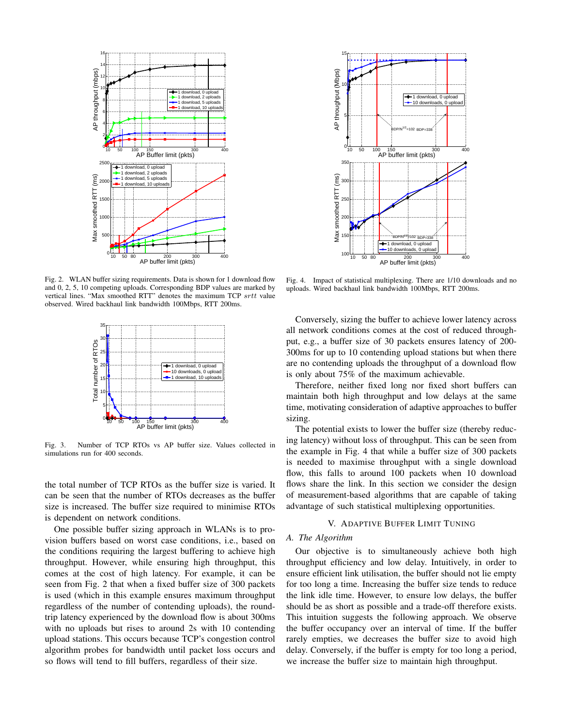Fig. 2. WLAN buffer sizing requirements. Data is shown for 1 download flow and 0, 2, 5, 10 competing uploads. Corresponding BDP values are marked by vertical lines. "Max smoothed RTT" denotes the maximum TCP $srtt$ value observed. Wired backhaul link bandwidth 100Mbps, RTT 200ms.

Fig. 3. Number of TCP RTOs vs AP buffer size. Values collected in simulations run for 400 seconds.

the total number of TCP RTOs as the buffer size is varied. It can be seen that the number of RTOs decreases as the buffer size is increased. The buffer size required to minimise RTOs is dependent on network conditions.

One possible buffer sizing approach in WLANs is to provision buffers based on worst case conditions, i.e., based on the conditions requiring the largest buffering to achieve high throughput. However, while ensuring high throughput, this comes at the cost of high latency. For example, it can be seen from Fig. 2 that when a fixed buffer size of 300 packets is used (which in this example ensures maximum throughput regardless of the number of contending uploads), the round-trip latency experienced by the download flow is about 300ms with no uploads but rises to around 2s with 10 contending upload stations. This occurs because TCP's congestion control algorithm probes for bandwidth until packet loss occurs and so flows will tend to fill buffers, regardless of their size.

Fig. 4. Impact of statistical multiplexing. There are 1/10 downloads and no uploads. Wired backhaul link bandwidth 100Mbps, RTT 200ms.

Conversely, sizing the buffer to achieve lower latency across all network conditions comes at the cost of reduced throughput, e.g., a buffer size of 30 packets ensures latency of 200-300ms for up to 10 contending upload stations but when there are no contending uploads the throughput of a download flow is only about 75% of the maximum achievable.

Therefore, neither fixed long nor fixed short buffers can maintain both high throughput and low delays at the same time, motivating consideration of adaptive approaches to buffer sizing.

The potential exists to lower the buffer size (thereby reducing latency) without loss of throughput. This can be seen from the example in Fig. 4 that while a buffer size of 300 packets is needed to maximise throughput with a single download flow, this falls to around 100 packets when 10 download flows share the link. In this section we consider the design of measurement-based algorithms that are capable of taking advantage of such statistical multiplexing opportunities.

## V. Adaptive Buffer Limit Tuning

### A. The Algorithm

Our objective is to simultaneously achieve both high throughput efficiency and low delay. Intuitively, in order to ensure efficient link utilisation, the buffer should not lie empty for too long a time. Increasing the buffer size tends to reduce the link idle time. However, to ensure low delays, the buffer should be as short as possible and a trade-off therefore exists. This intuition suggests the following approach. We observe the buffer occupancy over an interval of time. If the buffer rarely empties, we decreases the buffer size to avoid high delay. Conversely, if the buffer is empty for too long a period, we increase the buffer size to maintain high throughput.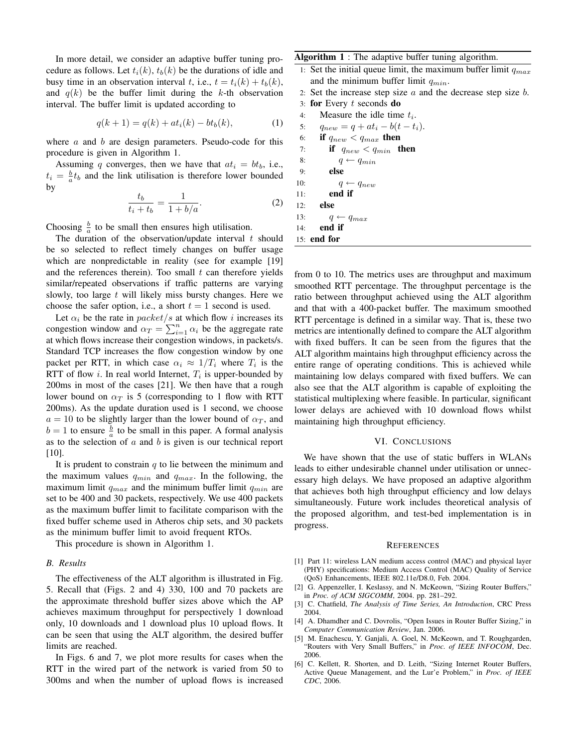In more detail, we consider an adaptive buffer tuning procedure as follows. Let $t_i(k)$, $t_b(k)$ be the durations of idle and busy time in an observation interval $t$, i.e., $t = t_i(k) + t_b(k)$, and $q(k)$ be the buffer limit during the $k$-th observation interval. The buffer limit is updated according to

$$q(k+1) = q(k) + at_i(k) - bt_b(k), \tag{1}$$

where $a$ and $b$ are design parameters. Pseudo-code for this procedure is given in Algorithm 1.

Assuming $q$ converges, then we have that $at_i = bt_b$, i.e., $t_i = \frac{b}{a}t_b$ and the link utilisation is therefore lower bounded by

$$\frac{t_b}{t_i + t_b} = \frac{1}{1 + b/a}. \tag{2}$$

Choosing $\frac{b}{a}$ to be small then ensures high utilisation.

The duration of the observation/update interval $t$ should be so selected to reflect timely changes on buffer usage which are nonpredictable in reality (see for example [19] and the references therein). Too small $t$ can therefore yields similar/repeated observations if traffic patterns are varying slowly, too large $t$ will likely miss bursty changes. Here we choose the safer option, i.e., a short $t = 1$ second is used.

Let $\alpha_i$ be the rate in $packet/s$ at which flow $i$ increases its congestion window and $\alpha_T = \sum_{i=1}^{n} \alpha_i$ be the aggregate rate at which flows increase their congestion windows, in packets/s. Standard TCP increases the flow congestion window by one packet per RTT, in which case $\alpha_i \approx 1/T_i$ where $T_i$ is the RTT of flow $i$. In real world Internet, $T_i$ is upper-bounded by 200ms in most of the cases [21]. We then have that a rough lower bound on $\alpha_T$ is 5 (corresponding to 1 flow with RTT 200ms). As the update duration used is 1 second, we choose $a = 10$ to be slightly larger than the lower bound of $\alpha_T$, and $b = 1$ to ensure $\frac{b}{a}$ to be small in this paper. A formal analysis as to the selection of $a$ and $b$ is given is our technical report [10].

It is prudent to constrain $q$ to lie between the minimum and the maximum values $q_{min}$ and $q_{max}$. In the following, the maximum limit $q_{max}$ and the minimum buffer limit $q_{min}$ are set to be 400 and 30 packets, respectively. We use 400 packets as the maximum buffer limit to facilitate comparison with the fixed buffer scheme used in Atheros chip sets, and 30 packets as the minimum buffer limit to avoid frequent RTOs.

This procedure is shown in Algorithm 1.

**Algorithm 1** : The adaptive buffer tuning algorithm.

```
1:  Set the initial queue limit, the maximum buffer limit q_max
    and the minimum buffer limit q_min.
2:  Set the increase step size a and the decrease step size b.
3:  for Every t seconds do
4:     Measure the idle time t_i.
5:     q_new = q + a t_i − b(t − t_i).
6:     if q_new < q_max then
7:        if q_new < q_min then
8:           q ← q_min
9:        else
10:          q ← q_new
11:       end if
12:    else
13:       q ← q_max
14:    end if
15: end for
```

### B. Results

The effectiveness of the ALT algorithm is illustrated in Fig. 5. Recall that (Figs. 2 and 4) 330, 100 and 70 packets are the approximate threshold buffer sizes above which the AP achieves maximum throughput for perspectively 1 download only, 10 downloads and 1 download plus 10 upload flows. It can be seen that using the ALT algorithm, the desired buffer limits are reached.

In Figs. 6 and 7, we plot more results for cases when the RTT in the wired part of the network is varied from 50 to 300ms and when the number of upload flows is increased from 0 to 10. The metrics uses are throughput and maximum smoothed RTT percentage. The throughput percentage is the ratio between throughput achieved using the ALT algorithm and that with a 400-packet buffer. The maximum smoothed RTT percentage is defined in a similar way. That is, these two metrics are intentionally defined to compare the ALT algorithm with fixed buffers. It can be seen from the figures that the ALT algorithm maintains high throughput efficiency across the entire range of operating conditions. This is achieved while maintaining low delays compared with fixed buffers. We can also see that the ALT algorithm is capable of exploiting the statistical multiplexing where feasible. In particular, significant lower delays are achieved with 10 download flows whilst maintaining high throughput efficiency.

## VI. Conclusions

We have shown that the use of static buffers in WLANs leads to either undesirable channel under utilisation or unnecessary high delays. We have proposed an adaptive algorithm that achieves both high throughput efficiency and low delays simultaneously. Future work includes theoretical analysis of the proposed algorithm, and test-bed implementation is in progress.

## References

[1] Part 11: wireless LAN medium access control (MAC) and physical layer (PHY) specifications: Medium Access Control (MAC) Quality of Service (QoS) Enhancements, IEEE 802.11e/D8.0, Feb. 2004.

[2] G. Appenzeller, I. Keslassy, and N. McKeown, "Sizing Router Buffers," in *Proc. of ACM SIGCOMM*, 2004. pp. 281–292.

[3] C. Chatfield, *The Analysis of Time Series, An Introduction*, CRC Press 2004.

[4] A. Dhamdher and C. Dovrolis, "Open Issues in Router Buffer Sizing," in *Computer Communication Review*, Jan. 2006.

[5] M. Enachescu, Y. Ganjali, A. Goel, N. McKeown, and T. Roughgarden, "Routers with Very Small Buffers," in *Proc. of IEEE INFOCOM*, Dec. 2006.

[6] C. Kellett, R. Shorten, and D. Leith, "Sizing Internet Router Buffers, Active Queue Management, and the Lur'e Problem," in *Proc. of IEEE CDC*, 2006.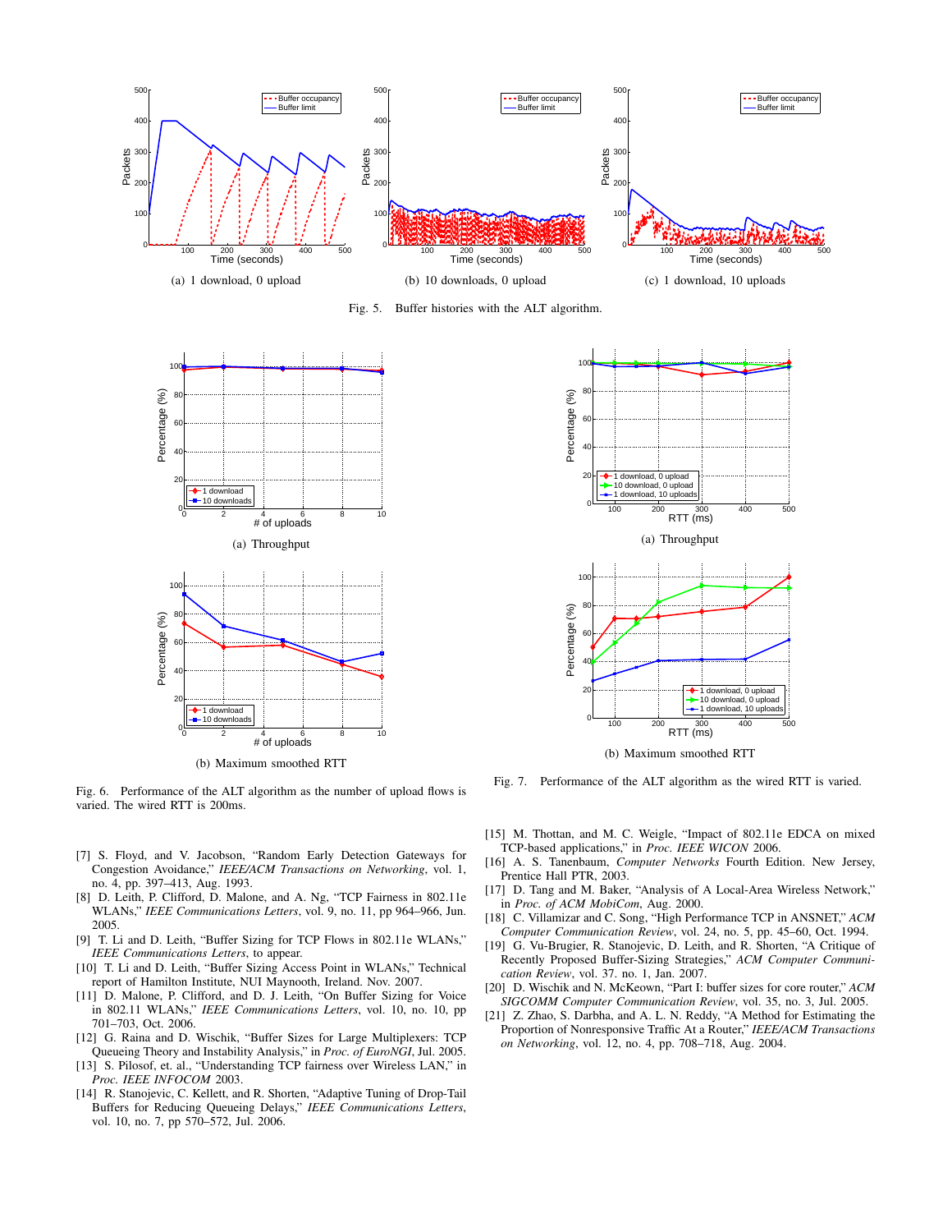500
400
300
200
100
0
Packets
100 200 300 400 500
Time (seconds)
Buffer occupancy
Buffer limit

(a) 1 download, 0 upload

500
400
300
200
100
0
Packets
100 200 300 400 500
Time (seconds)
Buffer occupancy
Buffer limit

(b) 10 downloads, 0 upload

500
400
300
200
100
0
Packets
100 200 300 400 500
Time (seconds)
Buffer occupancy
Buffer limit

(c) 1 download, 10 uploads

Fig. 5. Buffer histories with the ALT algorithm.

100
80
60
40
20
0
Percentage (%)
0 2 4 6 8 10
# of uploads
1 download
10 downloads

(a) Throughput

100
80
60
40
20
0
Percentage (%)
0 2 4 6 8 10
# of uploads
1 download
10 downloads

(b) Maximum smoothed RTT

Fig. 6. Performance of the ALT algorithm as the number of upload flows is varied. The wired RTT is 200ms.

100
80
60
40
20
0
Percentage (%)
100 200 300 400 500
RTT (ms)
1 download, 0 upload
10 download, 0 upload
1 download, 10 uploads

(a) Throughput

100
80
60
40
20
0
Percentage (%)
100 200 300 400 500
RTT (ms)
1 download, 0 upload
10 download, 0 upload
1 download, 10 uploads

(b) Maximum smoothed RTT

Fig. 7. Performance of the ALT algorithm as the wired RTT is varied.

[7] S. Floyd, and V. Jacobson, "Random Early Detection Gateways for Congestion Avoidance," *IEEE/ACM Transactions on Networking*, vol. 1, no. 4, pp. 397–413, Aug. 1993.

[8] D. Leith, P. Clifford, D. Malone, and A. Ng, "TCP Fairness in 802.11e WLANs," *IEEE Communications Letters*, vol. 9, no. 11, pp 964–966, Jun. 2005.

[9] T. Li and D. Leith, "Buffer Sizing for TCP Flows in 802.11e WLANs," *IEEE Communications Letters*, to appear.

[10] T. Li and D. Leith, "Buffer Sizing Access Point in WLANs," Technical report of Hamilton Institute, NUI Maynooth, Ireland. Nov. 2007.

[11] D. Malone, P. Clifford, and D. J. Leith, "On Buffer Sizing for Voice in 802.11 WLANs," *IEEE Communications Letters*, vol. 10, no. 10, pp 701–703, Oct. 2006.

[12] G. Raina and D. Wischik, "Buffer Sizes for Large Multiplexers: TCP Queueing Theory and Instability Analysis," in *Proc. of EuroNGI*, Jul. 2005.

[13] S. Pilosof, et. al., "Understanding TCP fairness over Wireless LAN," in *Proc. IEEE INFOCOM* 2003.

[14] R. Stanojevic, C. Kellett, and R. Shorten, "Adaptive Tuning of Drop-Tail Buffers for Reducing Queueing Delays," *IEEE Communications Letters*, vol. 10, no. 7, pp 570–572, Jul. 2006.

[15] M. Thottan, and M. C. Weigle, "Impact of 802.11e EDCA on mixed TCP-based applications," in *Proc. IEEE WICON* 2006.

[16] A. S. Tanenbaum, *Computer Networks* Fourth Edition. New Jersey, Prentice Hall PTR, 2003.

[17] D. Tang and M. Baker, "Analysis of A Local-Area Wireless Network," in *Proc. of ACM MobiCom*, Aug. 2000.

[18] C. Villamizar and C. Song, "High Performance TCP in ANSNET," *ACM Computer Communication Review*, vol. 24, no. 5, pp. 45–60, Oct. 1994.

[19] G. Vu-Brugier, R. Stanojevic, D. Leith, and R. Shorten, "A Critique of Recently Proposed Buffer-Sizing Strategies," *ACM Computer Communication Review*, vol. 37. no. 1, Jan. 2007.

[20] D. Wischik and N. McKeown, "Part I: buffer sizes for core router," *ACM SIGCOMM Computer Communication Review*, vol. 35, no. 3, Jul. 2005.

[21] Z. Zhao, S. Darbha, and A. L. N. Reddy, "A Method for Estimating the Proportion of Nonresponsive Traffic At a Router," *IEEE/ACM Transactions on Networking*, vol. 12, no. 4, pp. 708–718, Aug. 2004.